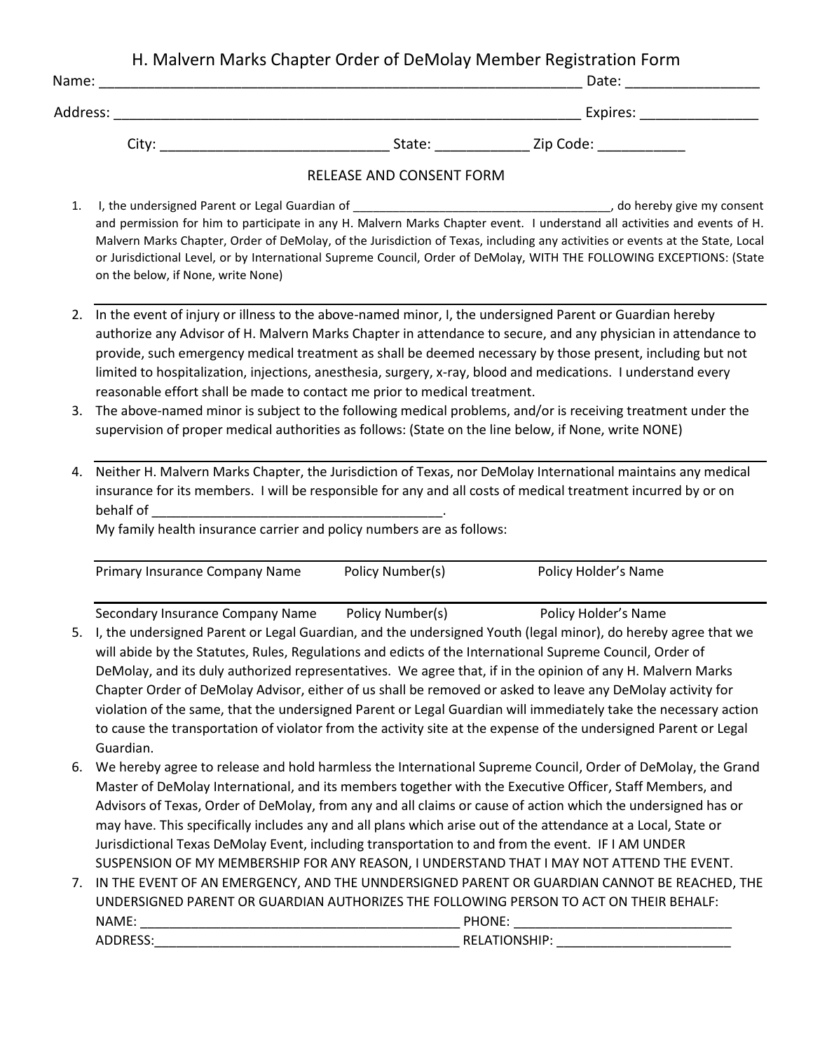# H. Malvern Marks Chapter Order of DeMolay Member Registration Form

Name: ______________________________________________________________ Date: _________________

Address: ___________________________________________________________ Expires: _______________

City: _____________________________ State: ____________ Zip Code: ___________

## RELEASE AND CONSENT FORM

1. I, the undersigned Parent or Legal Guardian of ______________________________________, do hereby give my consent and permission for him to participate in any H. Malvern Marks Chapter event. I understand all activities and events of H. Malvern Marks Chapter, Order of DeMolay, of the Jurisdiction of Texas, including any activities or events at the State, Local or Jurisdictional Level, or by International Supreme Council, Order of DeMolay, WITH THE FOLLOWING EXCEPTIONS: (State on the below, if None, write None)

   ______________________________________________________________________________

2. In the event of injury or illness to the above-named minor, I, the undersigned Parent or Guardian hereby authorize any Advisor of H. Malvern Marks Chapter in attendance to secure, and any physician in attendance to provide, such emergency medical treatment as shall be deemed necessary by those present, including but not limited to hospitalization, injections, anesthesia, surgery, x-ray, blood and medications. I understand every reasonable effort shall be made to contact me prior to medical treatment.
3. The above-named minor is subject to the following medical problems, and/or is receiving treatment under the supervision of proper medical authorities as follows: (State on the line below, if None, write NONE)

   ______________________________________________________________________________

4. Neither H. Malvern Marks Chapter, the Jurisdiction of Texas, nor DeMolay International maintains any medical insurance for its members. I will be responsible for any and all costs of medical treatment incurred by or on behalf of ________________________________________.
   My family health insurance carrier and policy numbers are as follows:

   ______________________________________________________________________________

   Primary Insurance Company Name     Policy Number(s)     Policy Holder's Name

   ______________________________________________________________________________

   Secondary Insurance Company Name     Policy Number(s)     Policy Holder's Name

5. I, the undersigned Parent or Legal Guardian, and the undersigned Youth (legal minor), do hereby agree that we will abide by the Statutes, Rules, Regulations and edicts of the International Supreme Council, Order of DeMolay, and its duly authorized representatives. We agree that, if in the opinion of any H. Malvern Marks Chapter Order of DeMolay Advisor, either of us shall be removed or asked to leave any DeMolay activity for violation of the same, that the undersigned Parent or Legal Guardian will immediately take the necessary action to cause the transportation of violator from the activity site at the expense of the undersigned Parent or Legal Guardian.
6. We hereby agree to release and hold harmless the International Supreme Council, Order of DeMolay, the Grand Master of DeMolay International, and its members together with the Executive Officer, Staff Members, and Advisors of Texas, Order of DeMolay, from any and all claims or cause of action which the undersigned has or may have. This specifically includes any and all plans which arise out of the attendance at a Local, State or Jurisdictional Texas DeMolay Event, including transportation to and from the event. IF I AM UNDER SUSPENSION OF MY MEMBERSHIP FOR ANY REASON, I UNDERSTAND THAT I MAY NOT ATTEND THE EVENT.
7. IN THE EVENT OF AN EMERGENCY, AND THE UNNDERSIGNED PARENT OR GUARDIAN CANNOT BE REACHED, THE UNDERSIGNED PARENT OR GUARDIAN AUTHORIZES THE FOLLOWING PERSON TO ACT ON THEIR BEHALF:
   NAME: ____________________________________________ PHONE: _____________________________
   ADDRESS:__________________________________________ RELATIONSHIP: _______________________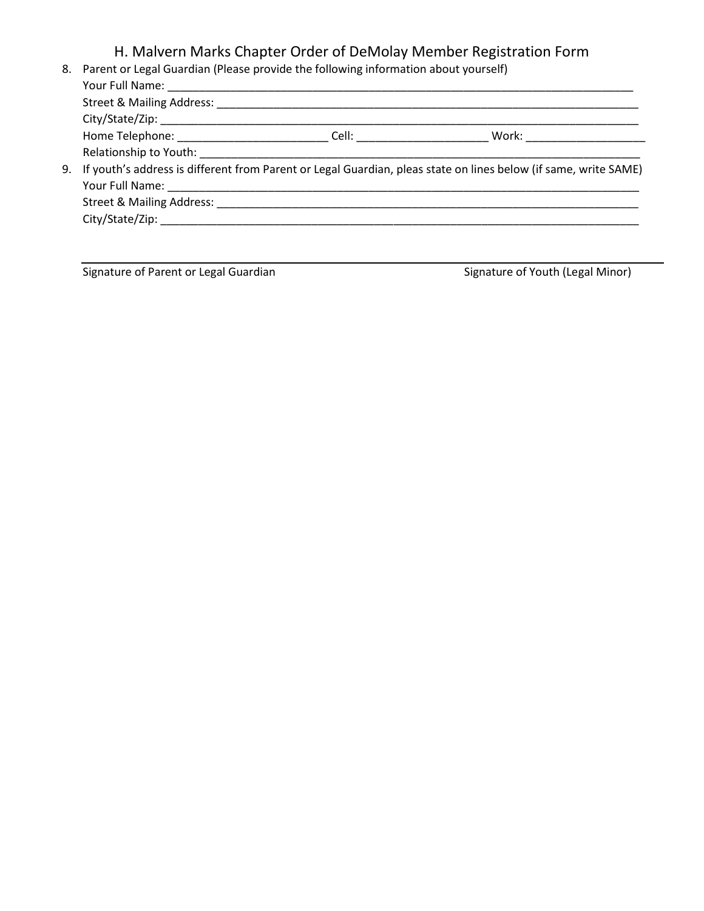# H. Malvern Marks Chapter Order of DeMolay Member Registration Form

8. Parent or Legal Guardian (Please provide the following information about yourself)
   Your Full Name: ______________________________________________________________________________
   Street & Mailing Address: ________________________________________________________________________
   City/State/Zip: _______________________________________________________________________________
   Home Telephone: _________________________ Cell: _____________________ Work: ___________________
   Relationship to Youth: ___________________________________________________________________________
9. If youth's address is different from Parent or Legal Guardian, pleas state on lines below (if same, write SAME)
   Your Full Name: ______________________________________________________________________________
   Street & Mailing Address: ________________________________________________________________________
   City/State/Zip: _______________________________________________________________________________

_____________________________________________________________________________________________

Signature of Parent or Legal Guardian                                                            Signature of Youth (Legal Minor)